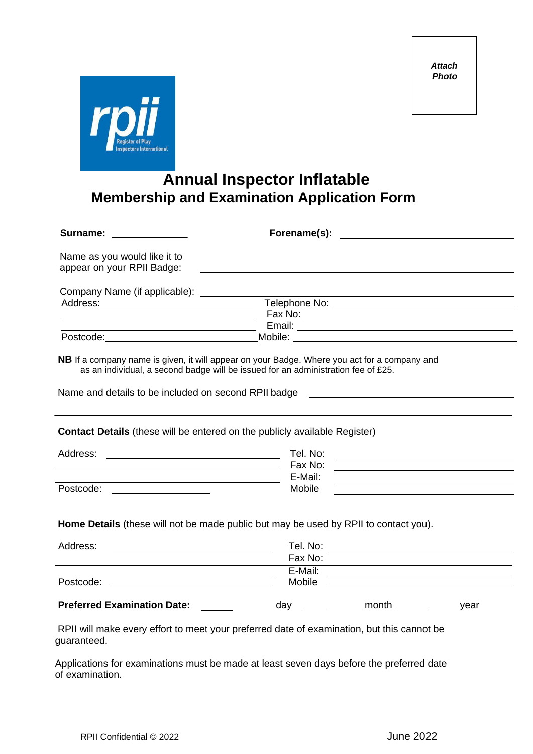*Attach Photo*

rpii
Register of Play Inspectors International

# Annual Inspector Inflatable
## Membership and Examination Application Form

**Surname:** ______________ **Forename(s):** ______________

Name as you would like it to appear on your RPII Badge: ______________

Company Name (if applicable): ______________

Address: ______________ Telephone No: ______________

______________ Fax No: ______________

______________ Email: ______________

Postcode: ______________ Mobile: ______________

**NB** If a company name is given, it will appear on your Badge. Where you act for a company and as an individual, a second badge will be issued for an administration fee of £25.

Name and details to be included on second RPII badge ______________

---

**Contact Details** (these will be entered on the publicly available Register)

Address: ______________ Tel. No: ______________

______________ Fax No: ______________

______________ E-Mail: ______________

Postcode: ______________ Mobile ______________

**Home Details** (these will not be made public but may be used by RPII to contact you).

Address: ______________ Tel. No: ______________

______________ Fax No: ______________

______________ E-Mail: ______________

Postcode: ______________ Mobile ______________

**Preferred Examination Date:** ______ day ______ month ______ year

RPII will make every effort to meet your preferred date of examination, but this cannot be guaranteed.

Applications for examinations must be made at least seven days before the preferred date of examination.

RPII Confidential © 2022 June 2022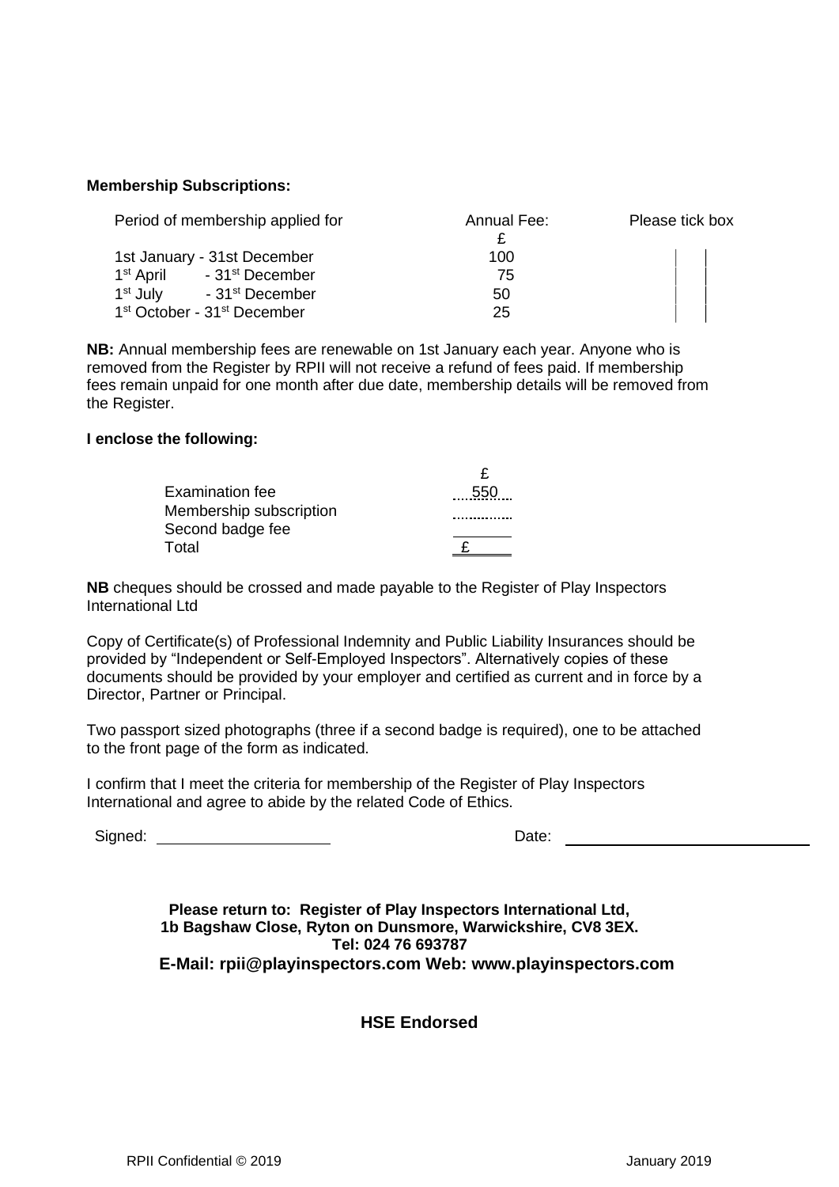**Membership Subscriptions:**

| Period of membership applied for | Annual Fee: £ | Please tick box |
|---|---|---|
| 1st January - 31st December | 100 | |
| 1st April - 31st December | 75 | |
| 1st July - 31st December | 50 | |
| 1st October - 31st December | 25 | |

**NB:** Annual membership fees are renewable on 1st January each year. Anyone who is removed from the Register by RPII will not receive a refund of fees paid. If membership fees remain unpaid for one month after due date, membership details will be removed from the Register.

**I enclose the following:**

| | £ |
|---|---|
| Examination fee | 550 |
| Membership subscription | |
| Second badge fee | |
| Total | £ |

**NB** cheques should be crossed and made payable to the Register of Play Inspectors International Ltd

Copy of Certificate(s) of Professional Indemnity and Public Liability Insurances should be provided by "Independent or Self-Employed Inspectors". Alternatively copies of these documents should be provided by your employer and certified as current and in force by a Director, Partner or Principal.

Two passport sized photographs (three if a second badge is required), one to be attached to the front page of the form as indicated.

I confirm that I meet the criteria for membership of the Register of Play Inspectors International and agree to abide by the related Code of Ethics.

Signed: ____________________ Date: ____________________

**Please return to: Register of Play Inspectors International Ltd,**
**1b Bagshaw Close, Ryton on Dunsmore, Warwickshire, CV8 3EX.**
**Tel: 024 76 693787**
**E-Mail: rpii@playinspectors.com Web: www.playinspectors.com**

**HSE Endorsed**

RPII Confidential © 2019 January 2019